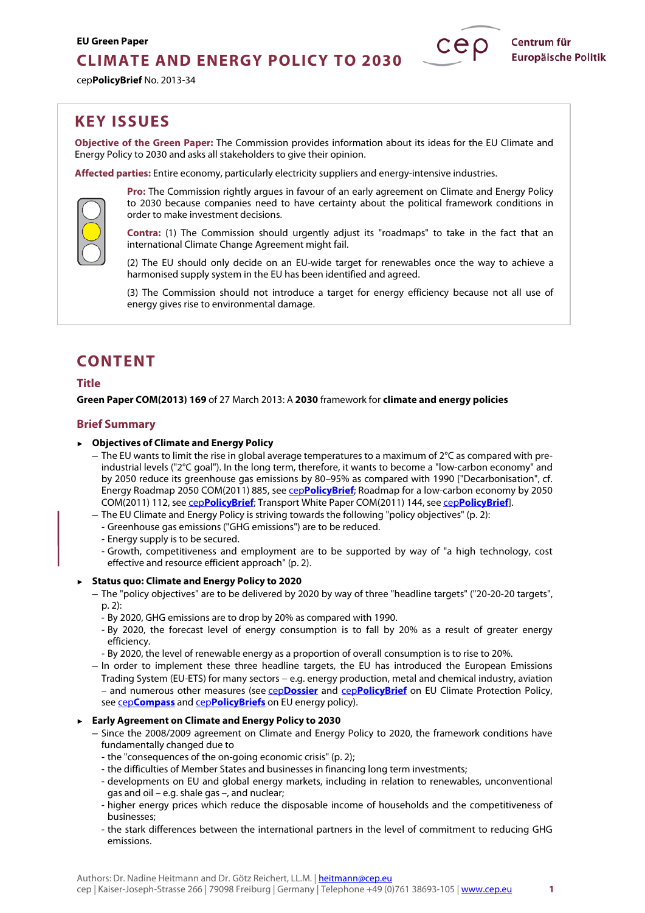**EU Green Paper**

# CLIMATE AND ENERGY POLICY TO 2030

cep**PolicyBrief** No. 2013-34

Centrum für Europäische Politik

## KEY ISSUES

**Objective of the Green Paper:** The Commission provides information about its ideas for the EU Climate and Energy Policy to 2030 and asks all stakeholders to give their opinion.

**Affected parties:** Entire economy, particularly electricity suppliers and energy-intensive industries.

**Pro:** The Commission rightly argues in favour of an early agreement on Climate and Energy Policy to 2030 because companies need to have certainty about the political framework conditions in order to make investment decisions.

**Contra:** (1) The Commission should urgently adjust its "roadmaps" to take in the fact that an international Climate Change Agreement might fail.

(2) The EU should only decide on an EU-wide target for renewables once the way to achieve a harmonised supply system in the EU has been identified and agreed.

(3) The Commission should not introduce a target for energy efficiency because not all use of energy gives rise to environmental damage.

## CONTENT

### Title

**Green Paper COM(2013) 169** of 27 March 2013: A **2030** framework for **climate and energy policies**

### Brief Summary

- **Objectives of Climate and Energy Policy**
  - The EU wants to limit the rise in global average temperatures to a maximum of 2°C as compared with pre-industrial levels ("2°C goal"). In the long term, therefore, it wants to become a "low-carbon economy" and by 2050 reduce its greenhouse gas emissions by 80–95% as compared with 1990 ["Decarbonisation", cf. Energy Roadmap 2050 COM(2011) 885, see cep**PolicyBrief**; Roadmap for a low-carbon economy by 2050 COM(2011) 112, see cep**PolicyBrief**; Transport White Paper COM(2011) 144, see cep**PolicyBrief**].
  - The EU Climate and Energy Policy is striving towards the following "policy objectives" (p. 2):
    - Greenhouse gas emissions ("GHG emissions") are to be reduced.
    - Energy supply is to be secured.
    - Growth, competitiveness and employment are to be supported by way of "a high technology, cost effective and resource efficient approach" (p. 2).

- **Status quo: Climate and Energy Policy to 2020**
  - The "policy objectives" are to be delivered by 2020 by way of three "headline targets" ("20-20-20 targets", p. 2):
    - By 2020, GHG emissions are to drop by 20% as compared with 1990.
    - By 2020, the forecast level of energy consumption is to fall by 20% as a result of greater energy efficiency.
    - By 2020, the level of renewable energy as a proportion of overall consumption is to rise to 20%.
  - In order to implement these three headline targets, the EU has introduced the European Emissions Trading System (EU-ETS) for many sectors – e.g. energy production, metal and chemical industry, aviation – and numerous other measures (see cep**Dossier** and cep**PolicyBrief** on EU Climate Protection Policy, see cep**Compass** and cep**PolicyBriefs** on EU energy policy).

- **Early Agreement on Climate and Energy Policy to 2030**
  - Since the 2008/2009 agreement on Climate and Energy Policy to 2020, the framework conditions have fundamentally changed due to
    - the "consequences of the on-going economic crisis" (p. 2);
    - the difficulties of Member States and businesses in financing long term investments;
    - developments on EU and global energy markets, including in relation to renewables, unconventional gas and oil – e.g. shale gas –, and nuclear;
    - higher energy prices which reduce the disposable income of households and the competitiveness of businesses;
    - the stark differences between the international partners in the level of commitment to reducing GHG emissions.

Authors: Dr. Nadine Heitmann and Dr. Götz Reichert, LL.M. | heitmann@cep.eu
cep | Kaiser-Joseph-Strasse 266 | 79098 Freiburg | Germany | Telephone +49 (0)761 38693-105 | www.cep.eu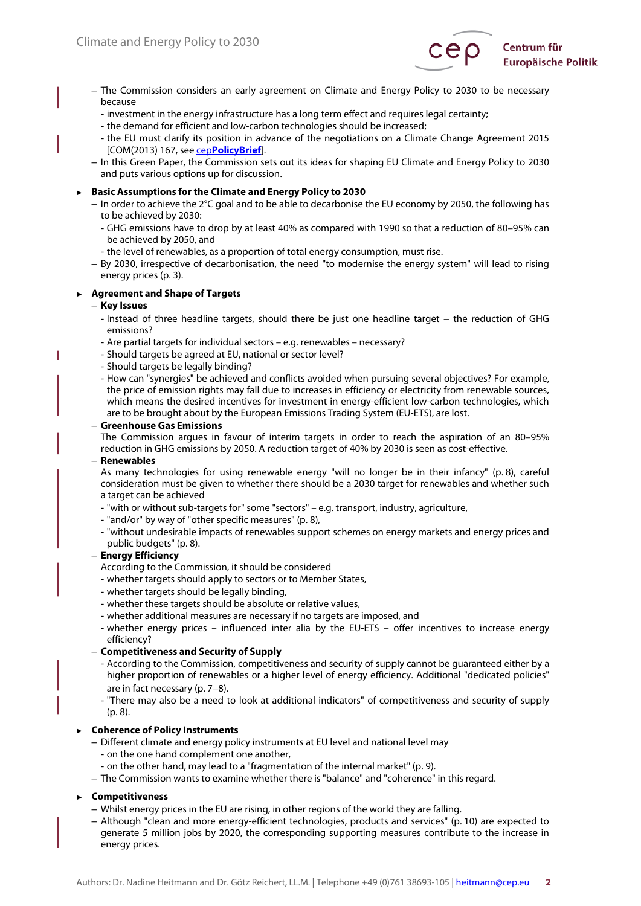– The Commission considers an early agreement on Climate and Energy Policy to 2030 to be necessary because
  - investment in the energy infrastructure has a long term effect and requires legal certainty;
  - the demand for efficient and low-carbon technologies should be increased;
  - the EU must clarify its position in advance of the negotiations on a Climate Change Agreement 2015 [COM(2013) 167, see cep**PolicyBrief**].
– In this Green Paper, the Commission sets out its ideas for shaping EU Climate and Energy Policy to 2030 and puts various options up for discussion.

### ► Basic Assumptions for the Climate and Energy Policy to 2030

– In order to achieve the 2°C goal and to be able to decarbonise the EU economy by 2050, the following has to be achieved by 2030:
  - GHG emissions have to drop by at least 40% as compared with 1990 so that a reduction of 80–95% can be achieved by 2050, and
  - the level of renewables, as a proportion of total energy consumption, must rise.
– By 2030, irrespective of decarbonisation, the need "to modernise the energy system" will lead to rising energy prices (p. 3).

### ► Agreement and Shape of Targets

– **Key Issues**
  - Instead of three headline targets, should there be just one headline target – the reduction of GHG emissions?
  - Are partial targets for individual sectors – e.g. renewables – necessary?
  - Should targets be agreed at EU, national or sector level?
  - Should targets be legally binding?
  - How can "synergies" be achieved and conflicts avoided when pursuing several objectives? For example, the price of emission rights may fall due to increases in efficiency or electricity from renewable sources, which means the desired incentives for investment in energy-efficient low-carbon technologies, which are to be brought about by the European Emissions Trading System (EU-ETS), are lost.

– **Greenhouse Gas Emissions**
  The Commission argues in favour of interim targets in order to reach the aspiration of an 80–95% reduction in GHG emissions by 2050. A reduction target of 40% by 2030 is seen as cost-effective.

– **Renewables**
  As many technologies for using renewable energy "will no longer be in their infancy" (p. 8), careful consideration must be given to whether there should be a 2030 target for renewables and whether such a target can be achieved
  - "with or without sub-targets for" some "sectors" – e.g. transport, industry, agriculture,
  - "and/or" by way of "other specific measures" (p. 8),
  - "without undesirable impacts of renewables support schemes on energy markets and energy prices and public budgets" (p. 8).

– **Energy Efficiency**
  According to the Commission, it should be considered
  - whether targets should apply to sectors or to Member States,
  - whether targets should be legally binding,
  - whether these targets should be absolute or relative values,
  - whether additional measures are necessary if no targets are imposed, and
  - whether energy prices – influenced inter alia by the EU-ETS – offer incentives to increase energy efficiency?

– **Competitiveness and Security of Supply**
  - According to the Commission, competitiveness and security of supply cannot be guaranteed either by a higher proportion of renewables or a higher level of energy efficiency. Additional "dedicated policies" are in fact necessary (p. 7–8).
  - "There may also be a need to look at additional indicators" of competitiveness and security of supply (p. 8).

### ► Coherence of Policy Instruments

– Different climate and energy policy instruments at EU level and national level may
  - on the one hand complement one another,
  - on the other hand, may lead to a "fragmentation of the internal market" (p. 9).
– The Commission wants to examine whether there is "balance" and "coherence" in this regard.

### ► Competitiveness

– Whilst energy prices in the EU are rising, in other regions of the world they are falling.
– Although "clean and more energy-efficient technologies, products and services" (p. 10) are expected to generate 5 million jobs by 2020, the corresponding supporting measures contribute to the increase in energy prices.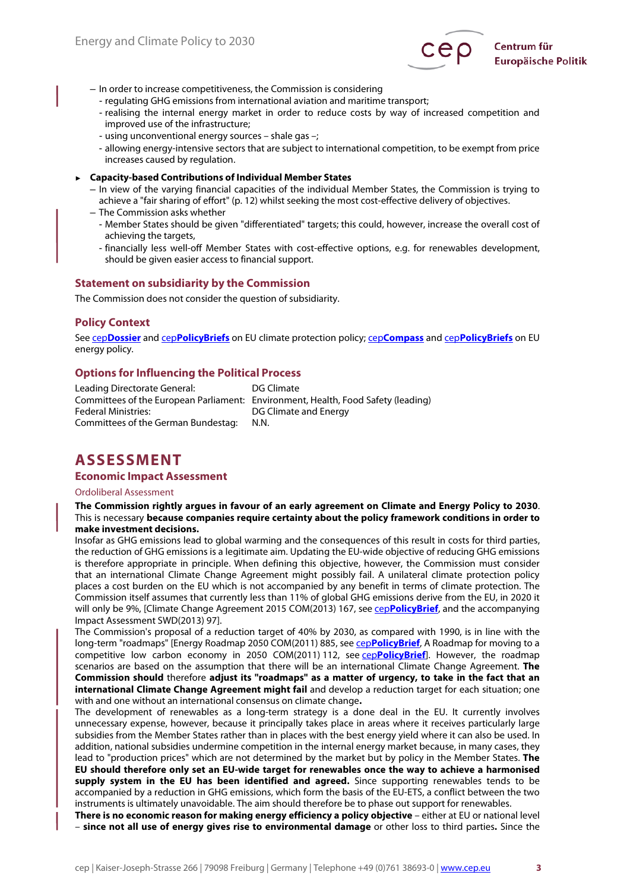– In order to increase competitiveness, the Commission is considering
  - regulating GHG emissions from international aviation and maritime transport;
  - realising the internal energy market in order to reduce costs by way of increased competition and improved use of the infrastructure;
  - using unconventional energy sources – shale gas –;
  - allowing energy-intensive sectors that are subject to international competition, to be exempt from price increases caused by regulation.

► **Capacity-based Contributions of Individual Member States**

– In view of the varying financial capacities of the individual Member States, the Commission is trying to achieve a "fair sharing of effort" (p. 12) whilst seeking the most cost-effective delivery of objectives.

– The Commission asks whether
  - Member States should be given "differentiated" targets; this could, however, increase the overall cost of achieving the targets,
  - financially less well-off Member States with cost-effective options, e.g. for renewables development, should be given easier access to financial support.

## Statement on subsidiarity by the Commission

The Commission does not consider the question of subsidiarity.

## Policy Context

See cep**Dossier** and cep**PolicyBriefs** on EU climate protection policy; cep**Compass** and cep**PolicyBriefs** on EU energy policy.

## Options for Influencing the Political Process

| | |
|---|---|
| Leading Directorate General: | DG Climate |
| Committees of the European Parliament: | Environment, Health, Food Safety (leading) |
| Federal Ministries: | DG Climate and Energy |
| Committees of the German Bundestag: | N.N. |

# ASSESSMENT

## Economic Impact Assessment

### Ordoliberal Assessment

**The Commission rightly argues in favour of an early agreement on Climate and Energy Policy to 2030**. This is necessary **because companies require certainty about the policy framework conditions in order to make investment decisions.**

Insofar as GHG emissions lead to global warming and the consequences of this result in costs for third parties, the reduction of GHG emissions is a legitimate aim. Updating the EU-wide objective of reducing GHG emissions is therefore appropriate in principle. When defining this objective, however, the Commission must consider that an international Climate Change Agreement might possibly fail. A unilateral climate protection policy places a cost burden on the EU which is not accompanied by any benefit in terms of climate protection. The Commission itself assumes that currently less than 11% of global GHG emissions derive from the EU, in 2020 it will only be 9%, [Climate Change Agreement 2015 COM(2013) 167, see cep**PolicyBrief**, and the accompanying Impact Assessment SWD(2013) 97].

The Commission's proposal of a reduction target of 40% by 2030, as compared with 1990, is in line with the long-term "roadmaps" [Energy Roadmap 2050 COM(2011) 885, see cep**PolicyBrief**, A Roadmap for moving to a competitive low carbon economy in 2050 COM(2011) 112, see cep**PolicyBrief**]. However, the roadmap scenarios are based on the assumption that there will be an international Climate Change Agreement. **The Commission should** therefore **adjust its "roadmaps" as a matter of urgency, to take in the fact that an international Climate Change Agreement might fail** and develop a reduction target for each situation; one with and one without an international consensus on climate change**.**

The development of renewables as a long-term strategy is a done deal in the EU. It currently involves unnecessary expense, however, because it principally takes place in areas where it receives particularly large subsidies from the Member States rather than in places with the best energy yield where it can also be used. In addition, national subsidies undermine competition in the internal energy market because, in many cases, they lead to "production prices" which are not determined by the market but by policy in the Member States. **The EU should therefore only set an EU-wide target for renewables once the way to achieve a harmonised supply system in the EU has been identified and agreed.** Since supporting renewables tends to be accompanied by a reduction in GHG emissions, which form the basis of the EU-ETS, a conflict between the two instruments is ultimately unavoidable. The aim should therefore be to phase out support for renewables.

**There is no economic reason for making energy efficiency a policy objective** – either at EU or national level – **since not all use of energy gives rise to environmental damage** or other loss to third parties**.** Since the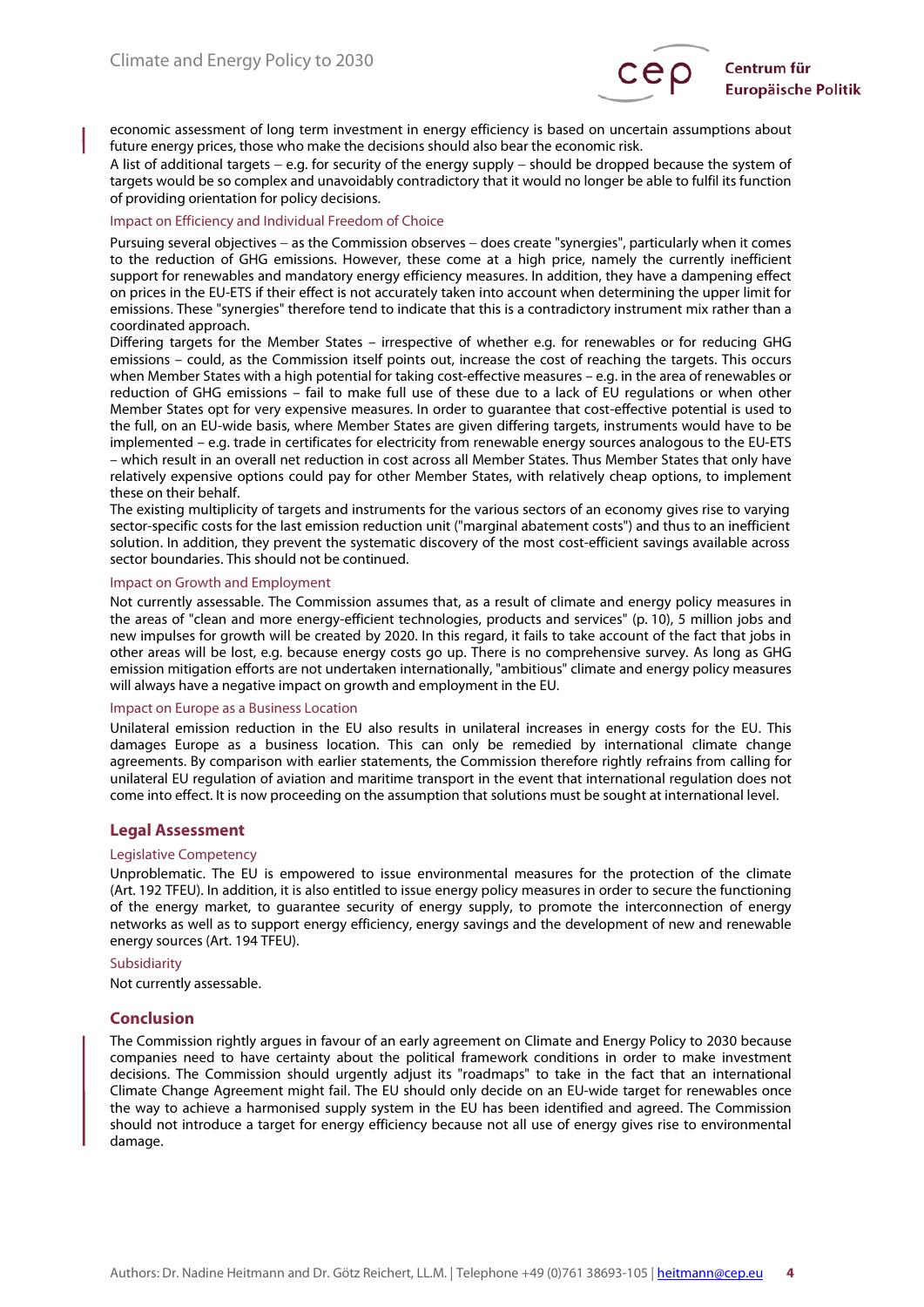economic assessment of long term investment in energy efficiency is based on uncertain assumptions about future energy prices, those who make the decisions should also bear the economic risk.

A list of additional targets – e.g. for security of the energy supply – should be dropped because the system of targets would be so complex and unavoidably contradictory that it would no longer be able to fulfil its function of providing orientation for policy decisions.

### Impact on Efficiency and Individual Freedom of Choice

Pursuing several objectives – as the Commission observes – does create "synergies", particularly when it comes to the reduction of GHG emissions. However, these come at a high price, namely the currently inefficient support for renewables and mandatory energy efficiency measures. In addition, they have a dampening effect on prices in the EU-ETS if their effect is not accurately taken into account when determining the upper limit for emissions. These "synergies" therefore tend to indicate that this is a contradictory instrument mix rather than a coordinated approach.

Differing targets for the Member States – irrespective of whether e.g. for renewables or for reducing GHG emissions – could, as the Commission itself points out, increase the cost of reaching the targets. This occurs when Member States with a high potential for taking cost-effective measures – e.g. in the area of renewables or reduction of GHG emissions – fail to make full use of these due to a lack of EU regulations or when other Member States opt for very expensive measures. In order to guarantee that cost-effective potential is used to the full, on an EU-wide basis, where Member States are given differing targets, instruments would have to be implemented – e.g. trade in certificates for electricity from renewable energy sources analogous to the EU-ETS – which result in an overall net reduction in cost across all Member States. Thus Member States that only have relatively expensive options could pay for other Member States, with relatively cheap options, to implement these on their behalf.

The existing multiplicity of targets and instruments for the various sectors of an economy gives rise to varying sector-specific costs for the last emission reduction unit ("marginal abatement costs") and thus to an inefficient solution. In addition, they prevent the systematic discovery of the most cost-efficient savings available across sector boundaries. This should not be continued.

### Impact on Growth and Employment

Not currently assessable. The Commission assumes that, as a result of climate and energy policy measures in the areas of "clean and more energy-efficient technologies, products and services" (p. 10), 5 million jobs and new impulses for growth will be created by 2020. In this regard, it fails to take account of the fact that jobs in other areas will be lost, e.g. because energy costs go up. There is no comprehensive survey. As long as GHG emission mitigation efforts are not undertaken internationally, "ambitious" climate and energy policy measures will always have a negative impact on growth and employment in the EU.

### Impact on Europe as a Business Location

Unilateral emission reduction in the EU also results in unilateral increases in energy costs for the EU. This damages Europe as a business location. This can only be remedied by international climate change agreements. By comparison with earlier statements, the Commission therefore rightly refrains from calling for unilateral EU regulation of aviation and maritime transport in the event that international regulation does not come into effect. It is now proceeding on the assumption that solutions must be sought at international level.

## Legal Assessment

### Legislative Competency

Unproblematic. The EU is empowered to issue environmental measures for the protection of the climate (Art. 192 TFEU). In addition, it is also entitled to issue energy policy measures in order to secure the functioning of the energy market, to guarantee security of energy supply, to promote the interconnection of energy networks as well as to support energy efficiency, energy savings and the development of new and renewable energy sources (Art. 194 TFEU).

### Subsidiarity

Not currently assessable.

## Conclusion

The Commission rightly argues in favour of an early agreement on Climate and Energy Policy to 2030 because companies need to have certainty about the political framework conditions in order to make investment decisions. The Commission should urgently adjust its "roadmaps" to take in the fact that an international Climate Change Agreement might fail. The EU should only decide on an EU-wide target for renewables once the way to achieve a harmonised supply system in the EU has been identified and agreed. The Commission should not introduce a target for energy efficiency because not all use of energy gives rise to environmental damage.

Authors: Dr. Nadine Heitmann and Dr. Götz Reichert, LL.M. | Telephone +49 (0)761 38693-105 | heitmann@cep.eu